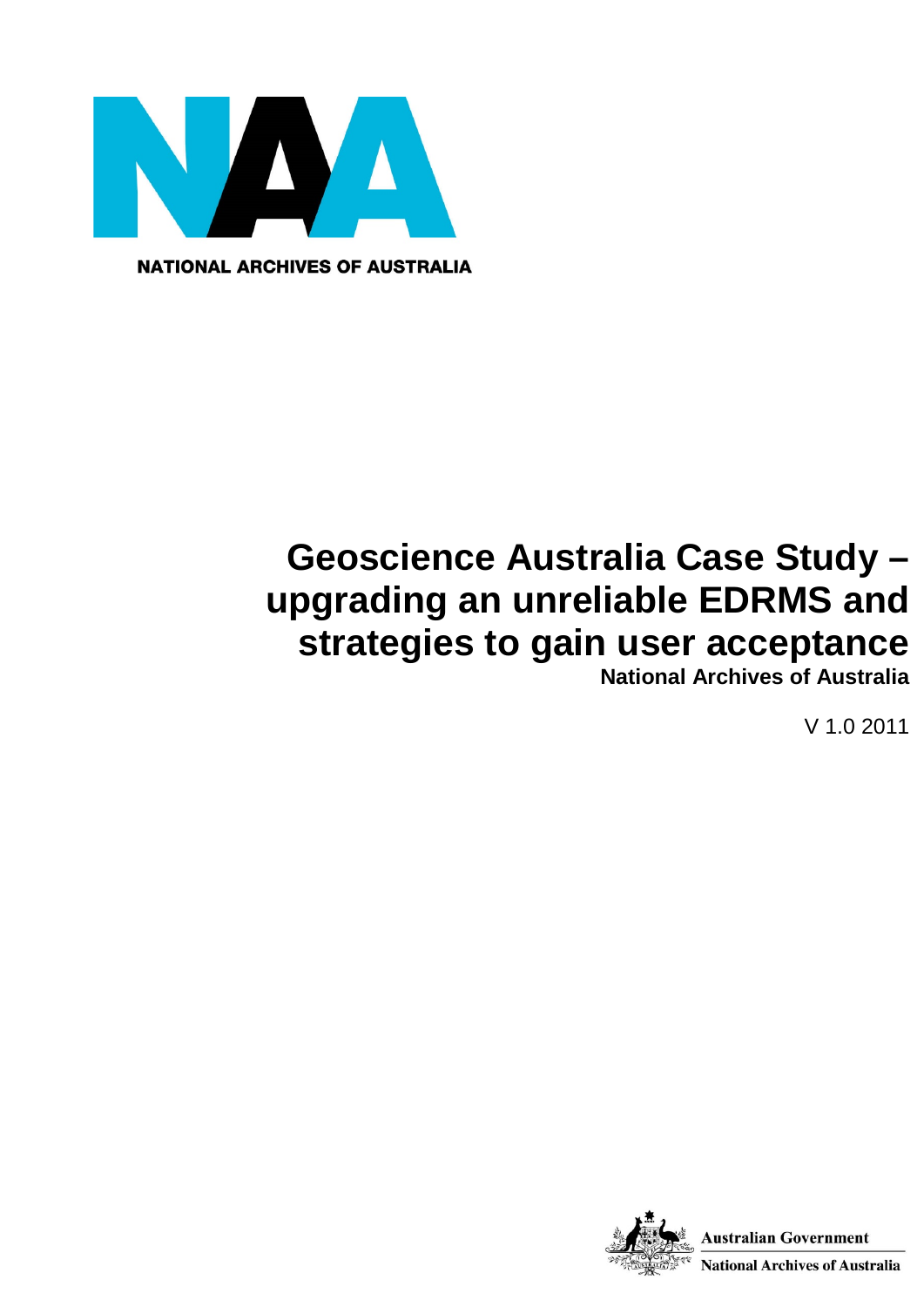NATIONAL ARCHIVES OF AUSTRALIA

# Geoscience Australia Case Study – upgrading an unreliable EDRMS and strategies to gain user acceptance

**National Archives of Australia**

V 1.0 2011

Australian Government

National Archives of Australia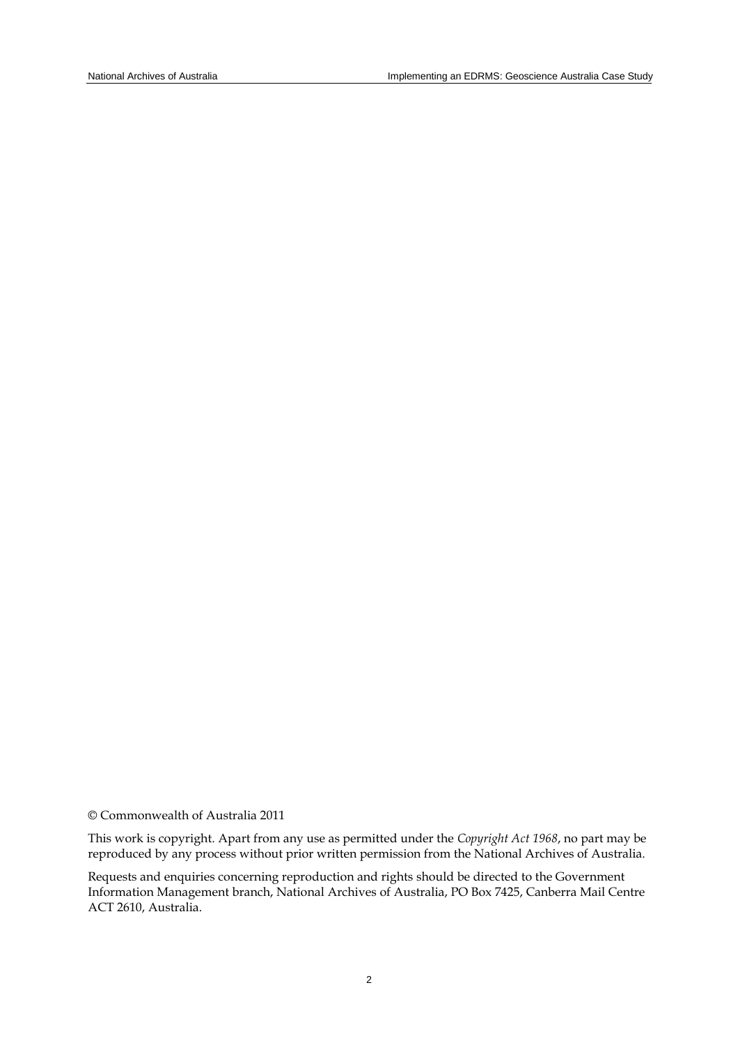© Commonwealth of Australia 2011

This work is copyright. Apart from any use as permitted under the *Copyright Act 1968*, no part may be reproduced by any process without prior written permission from the National Archives of Australia.

Requests and enquiries concerning reproduction and rights should be directed to the Government Information Management branch, National Archives of Australia, PO Box 7425, Canberra Mail Centre ACT 2610, Australia.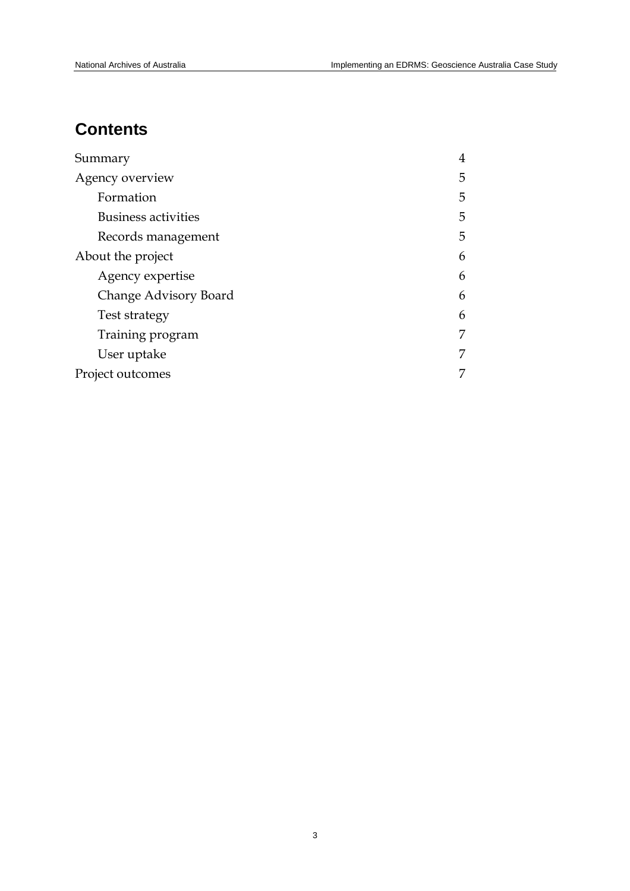# Contents

| | |
|---|---|
| Summary | 4 |
| Agency overview | 5 |
| Formation | 5 |
| Business activities | 5 |
| Records management | 5 |
| About the project | 6 |
| Agency expertise | 6 |
| Change Advisory Board | 6 |
| Test strategy | 6 |
| Training program | 7 |
| User uptake | 7 |
| Project outcomes | 7 |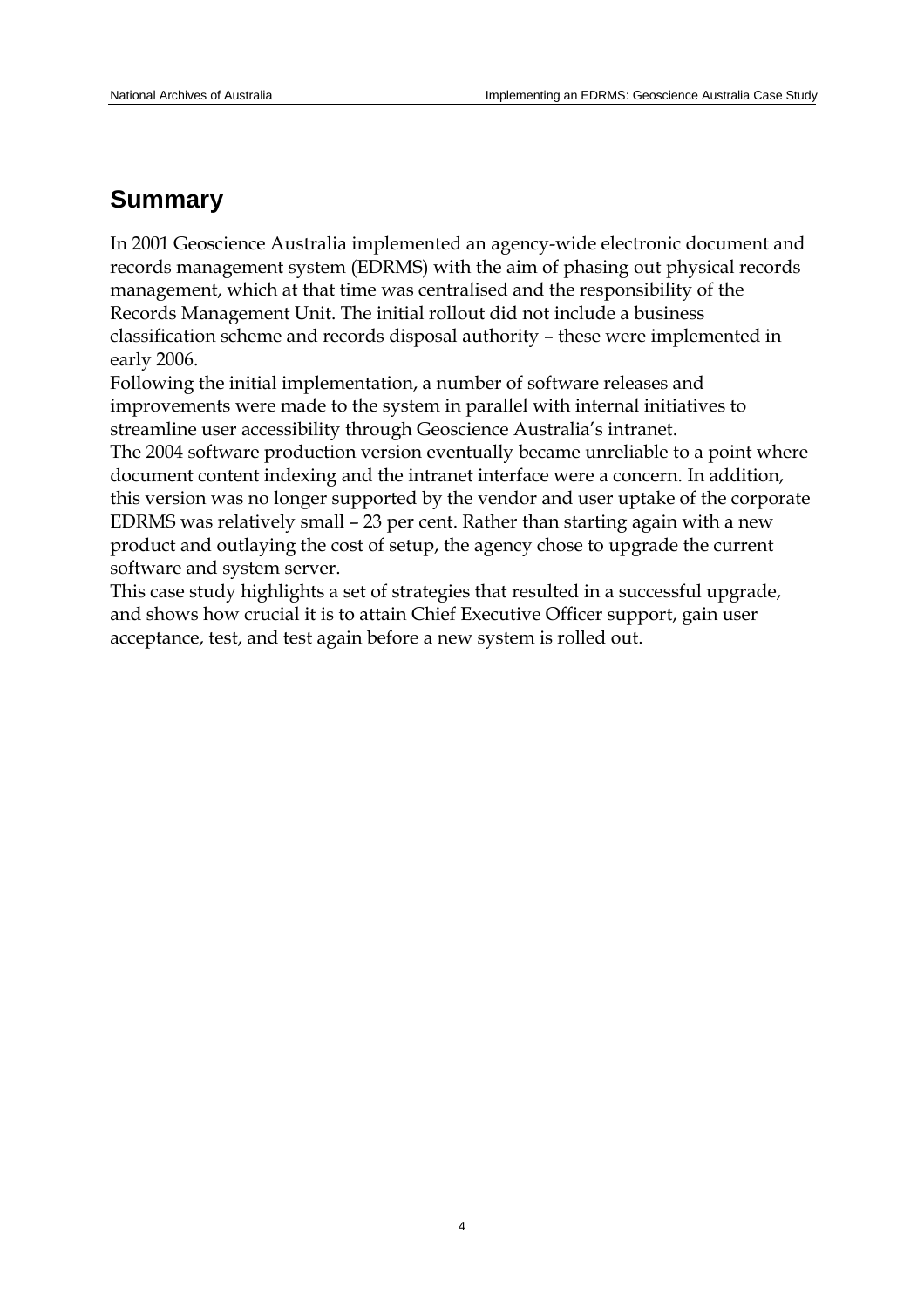## Summary

In 2001 Geoscience Australia implemented an agency-wide electronic document and records management system (EDRMS) with the aim of phasing out physical records management, which at that time was centralised and the responsibility of the Records Management Unit. The initial rollout did not include a business classification scheme and records disposal authority – these were implemented in early 2006.

Following the initial implementation, a number of software releases and improvements were made to the system in parallel with internal initiatives to streamline user accessibility through Geoscience Australia's intranet.

The 2004 software production version eventually became unreliable to a point where document content indexing and the intranet interface were a concern. In addition, this version was no longer supported by the vendor and user uptake of the corporate EDRMS was relatively small – 23 per cent. Rather than starting again with a new product and outlaying the cost of setup, the agency chose to upgrade the current software and system server.

This case study highlights a set of strategies that resulted in a successful upgrade, and shows how crucial it is to attain Chief Executive Officer support, gain user acceptance, test, and test again before a new system is rolled out.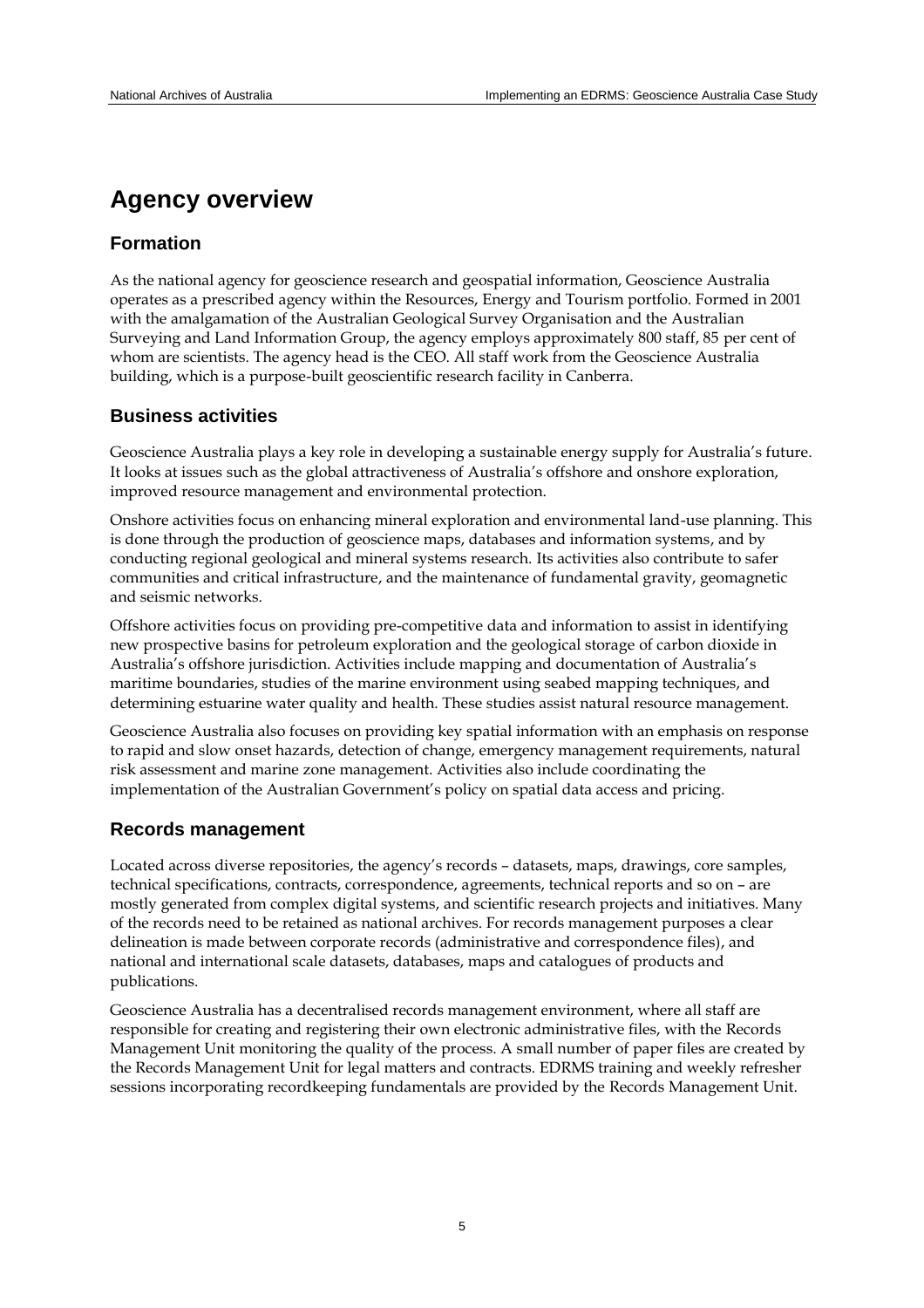# Agency overview

## Formation

As the national agency for geoscience research and geospatial information, Geoscience Australia operates as a prescribed agency within the Resources, Energy and Tourism portfolio. Formed in 2001 with the amalgamation of the Australian Geological Survey Organisation and the Australian Surveying and Land Information Group, the agency employs approximately 800 staff, 85 per cent of whom are scientists. The agency head is the CEO. All staff work from the Geoscience Australia building, which is a purpose-built geoscientific research facility in Canberra.

## Business activities

Geoscience Australia plays a key role in developing a sustainable energy supply for Australia's future. It looks at issues such as the global attractiveness of Australia's offshore and onshore exploration, improved resource management and environmental protection.

Onshore activities focus on enhancing mineral exploration and environmental land-use planning. This is done through the production of geoscience maps, databases and information systems, and by conducting regional geological and mineral systems research. Its activities also contribute to safer communities and critical infrastructure, and the maintenance of fundamental gravity, geomagnetic and seismic networks.

Offshore activities focus on providing pre-competitive data and information to assist in identifying new prospective basins for petroleum exploration and the geological storage of carbon dioxide in Australia's offshore jurisdiction. Activities include mapping and documentation of Australia's maritime boundaries, studies of the marine environment using seabed mapping techniques, and determining estuarine water quality and health. These studies assist natural resource management.

Geoscience Australia also focuses on providing key spatial information with an emphasis on response to rapid and slow onset hazards, detection of change, emergency management requirements, natural risk assessment and marine zone management. Activities also include coordinating the implementation of the Australian Government's policy on spatial data access and pricing.

## Records management

Located across diverse repositories, the agency's records – datasets, maps, drawings, core samples, technical specifications, contracts, correspondence, agreements, technical reports and so on – are mostly generated from complex digital systems, and scientific research projects and initiatives. Many of the records need to be retained as national archives. For records management purposes a clear delineation is made between corporate records (administrative and correspondence files), and national and international scale datasets, databases, maps and catalogues of products and publications.

Geoscience Australia has a decentralised records management environment, where all staff are responsible for creating and registering their own electronic administrative files, with the Records Management Unit monitoring the quality of the process. A small number of paper files are created by the Records Management Unit for legal matters and contracts. EDRMS training and weekly refresher sessions incorporating recordkeeping fundamentals are provided by the Records Management Unit.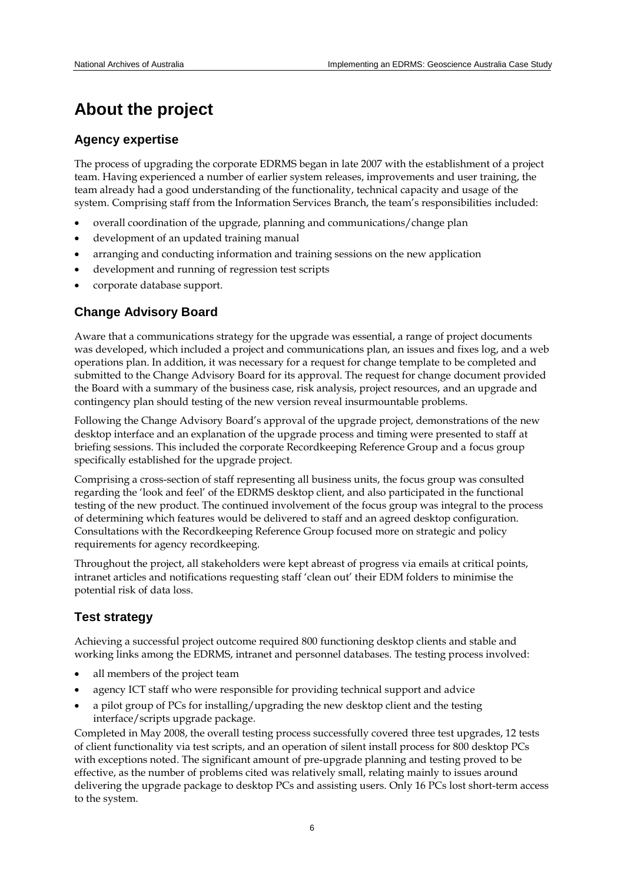# About the project

## Agency expertise

The process of upgrading the corporate EDRMS began in late 2007 with the establishment of a project team. Having experienced a number of earlier system releases, improvements and user training, the team already had a good understanding of the functionality, technical capacity and usage of the system. Comprising staff from the Information Services Branch, the team's responsibilities included:

- overall coordination of the upgrade, planning and communications/change plan
- development of an updated training manual
- arranging and conducting information and training sessions on the new application
- development and running of regression test scripts
- corporate database support.

## Change Advisory Board

Aware that a communications strategy for the upgrade was essential, a range of project documents was developed, which included a project and communications plan, an issues and fixes log, and a web operations plan. In addition, it was necessary for a request for change template to be completed and submitted to the Change Advisory Board for its approval. The request for change document provided the Board with a summary of the business case, risk analysis, project resources, and an upgrade and contingency plan should testing of the new version reveal insurmountable problems.

Following the Change Advisory Board's approval of the upgrade project, demonstrations of the new desktop interface and an explanation of the upgrade process and timing were presented to staff at briefing sessions. This included the corporate Recordkeeping Reference Group and a focus group specifically established for the upgrade project.

Comprising a cross-section of staff representing all business units, the focus group was consulted regarding the 'look and feel' of the EDRMS desktop client, and also participated in the functional testing of the new product. The continued involvement of the focus group was integral to the process of determining which features would be delivered to staff and an agreed desktop configuration. Consultations with the Recordkeeping Reference Group focused more on strategic and policy requirements for agency recordkeeping.

Throughout the project, all stakeholders were kept abreast of progress via emails at critical points, intranet articles and notifications requesting staff 'clean out' their EDM folders to minimise the potential risk of data loss.

## Test strategy

Achieving a successful project outcome required 800 functioning desktop clients and stable and working links among the EDRMS, intranet and personnel databases. The testing process involved:

- all members of the project team
- agency ICT staff who were responsible for providing technical support and advice
- a pilot group of PCs for installing/upgrading the new desktop client and the testing interface/scripts upgrade package.

Completed in May 2008, the overall testing process successfully covered three test upgrades, 12 tests of client functionality via test scripts, and an operation of silent install process for 800 desktop PCs with exceptions noted. The significant amount of pre-upgrade planning and testing proved to be effective, as the number of problems cited was relatively small, relating mainly to issues around delivering the upgrade package to desktop PCs and assisting users. Only 16 PCs lost short-term access to the system.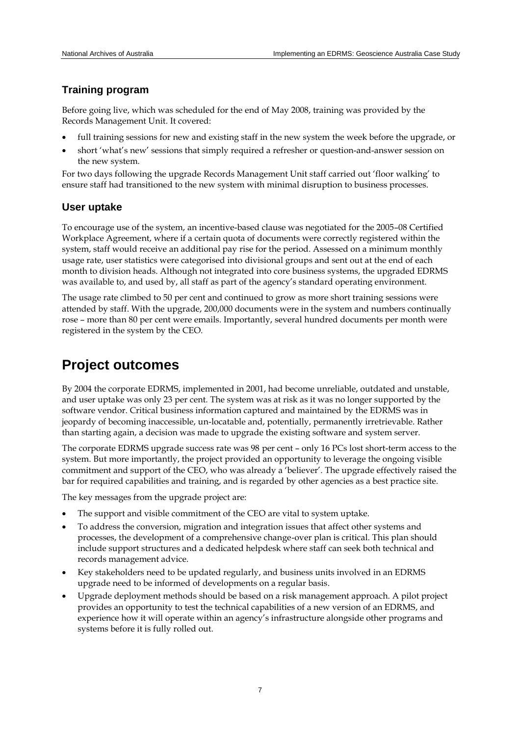### Training program

Before going live, which was scheduled for the end of May 2008, training was provided by the Records Management Unit. It covered:

- full training sessions for new and existing staff in the new system the week before the upgrade, or
- short 'what's new' sessions that simply required a refresher or question-and-answer session on the new system.

For two days following the upgrade Records Management Unit staff carried out 'floor walking' to ensure staff had transitioned to the new system with minimal disruption to business processes.

### User uptake

To encourage use of the system, an incentive-based clause was negotiated for the 2005–08 Certified Workplace Agreement, where if a certain quota of documents were correctly registered within the system, staff would receive an additional pay rise for the period. Assessed on a minimum monthly usage rate, user statistics were categorised into divisional groups and sent out at the end of each month to division heads. Although not integrated into core business systems, the upgraded EDRMS was available to, and used by, all staff as part of the agency's standard operating environment.

The usage rate climbed to 50 per cent and continued to grow as more short training sessions were attended by staff. With the upgrade, 200,000 documents were in the system and numbers continually rose – more than 80 per cent were emails. Importantly, several hundred documents per month were registered in the system by the CEO.

## Project outcomes

By 2004 the corporate EDRMS, implemented in 2001, had become unreliable, outdated and unstable, and user uptake was only 23 per cent. The system was at risk as it was no longer supported by the software vendor. Critical business information captured and maintained by the EDRMS was in jeopardy of becoming inaccessible, un-locatable and, potentially, permanently irretrievable. Rather than starting again, a decision was made to upgrade the existing software and system server.

The corporate EDRMS upgrade success rate was 98 per cent – only 16 PCs lost short-term access to the system. But more importantly, the project provided an opportunity to leverage the ongoing visible commitment and support of the CEO, who was already a 'believer'. The upgrade effectively raised the bar for required capabilities and training, and is regarded by other agencies as a best practice site.

The key messages from the upgrade project are:

- The support and visible commitment of the CEO are vital to system uptake.
- To address the conversion, migration and integration issues that affect other systems and processes, the development of a comprehensive change-over plan is critical. This plan should include support structures and a dedicated helpdesk where staff can seek both technical and records management advice.
- Key stakeholders need to be updated regularly, and business units involved in an EDRMS upgrade need to be informed of developments on a regular basis.
- Upgrade deployment methods should be based on a risk management approach. A pilot project provides an opportunity to test the technical capabilities of a new version of an EDRMS, and experience how it will operate within an agency's infrastructure alongside other programs and systems before it is fully rolled out.